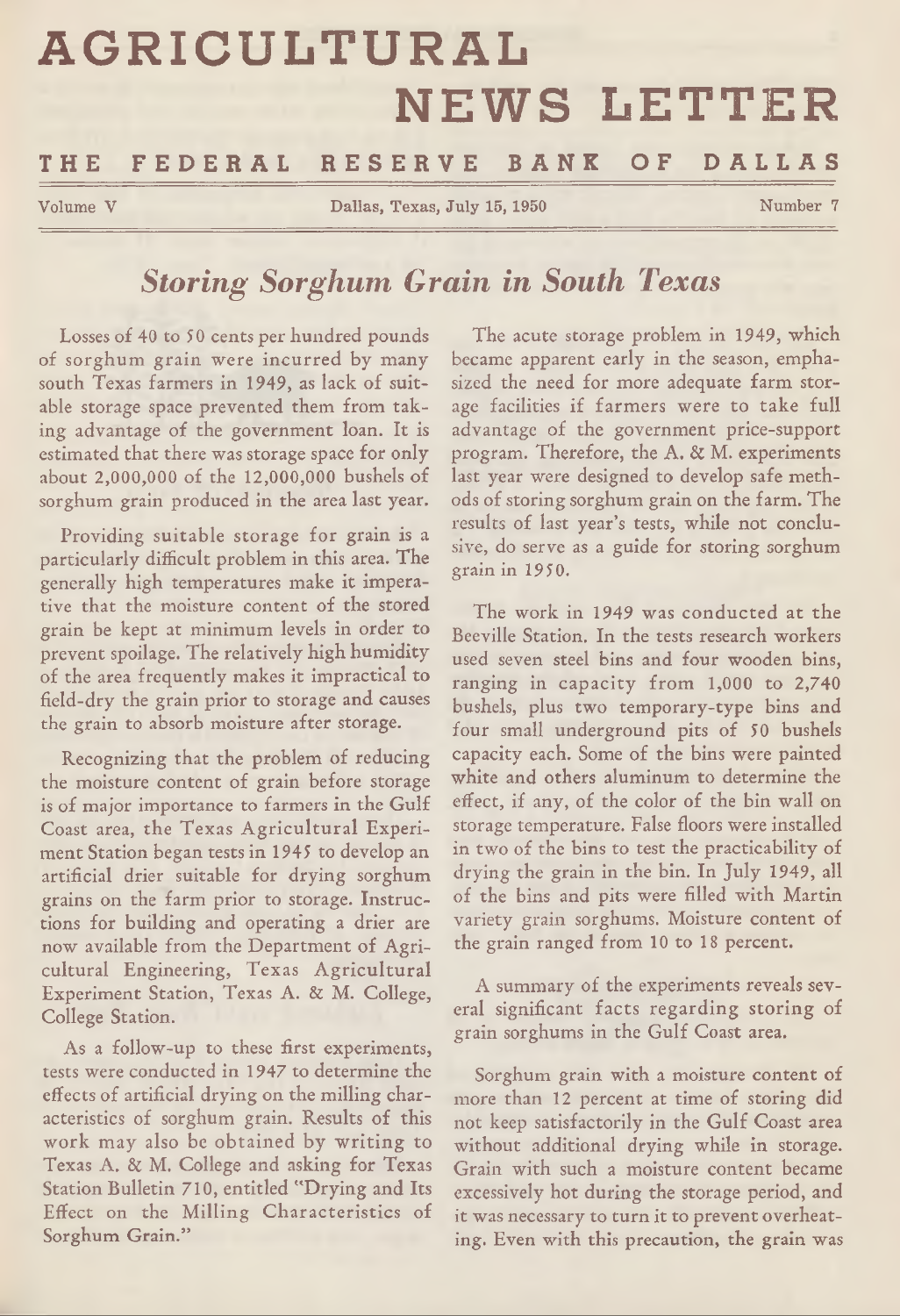# AGRICULTURAL NEWS LETTER

## THE FEDERAL RESERVE BANK OF DALLAS

Volume V — Dallas, Texas, July 15, 1950 — Number 7

## *Storing Sorghum Grain in South Texas*

Losses of 40 to 50 cents per hundred pounds of sorghum grain were incurred by many south Texas farmers in 1949, as lack of suitable storage space prevented them from taking advantage of the government loan. It is estimated that there was storage space for only about 2,000,000 of the 12,000,000 bushels of sorghum grain produced in the area last year.

Providing suitable storage for grain is a particularly difficult problem in this area. The generally high temperatures make it imperative that the moisture content of the stored grain be kept at minimum levels in order to prevent spoilage. The relatively high humidity of the area frequently makes it impractical to field-dry the grain prior to storage and causes the grain to absorb moisture after storage.

Recognizing that the problem of reducing the moisture content of grain before storage is of major importance to farmers in the Gulf Coast area, the Texas Agricultural Experiment Station began tests in 1945 to develop an artificial drier suitable for drying sorghum grains on the farm prior to storage. Instructions for building and operating a drier are now available from the Department of Agricultural Engineering, Texas Agricultural Experiment Station, Texas A. & M. College, College Station.

As a follow-up to these first experiments, tests were conducted in 1947 to determine the effects of artificial drying on the milling characteristics of sorghum grain. Results of this work may also be obtained by writing to Texas A. & M. College and asking for Texas Station Bulletin 710, entitled "Drying and Its Effect on the Milling Characteristics of Sorghum Grain."

The acute storage problem in 1949, which became apparent early in the season, emphasized the need for more adequate farm storage facilities if farmers were to take full advantage of the government price-support program. Therefore, the A. & M. experiments last year were designed to develop safe methods of storing sorghum grain on the farm. The results of last year's tests, while not conclusive, do serve as a guide for storing sorghum grain in 1950.

The work in 1949 was conducted at the Beeville Station. In the tests research workers used seven steel bins and four wooden bins, ranging in capacity from 1,000 to 2,740 bushels, plus two temporary-type bins and four small underground pits of 50 bushels capacity each. Some of the bins were painted white and others aluminum to determine the effect, if any, of the color of the bin wall on storage temperature. False floors were installed in two of the bins to test the practicability of drying the grain in the bin. In July 1949, all of the bins and pits were filled with Martin variety grain sorghums. Moisture content of the grain ranged from 10 to 18 percent.

A summary of the experiments reveals several significant facts regarding storing of grain sorghums in the Gulf Coast area.

Sorghum grain with a moisture content of more than 12 percent at time of storing did not keep satisfactorily in the Gulf Coast area without additional drying while in storage. Grain with such a moisture content became excessively hot during the storage period, and it was necessary to turn it to prevent overheating. Even with this precaution, the grain was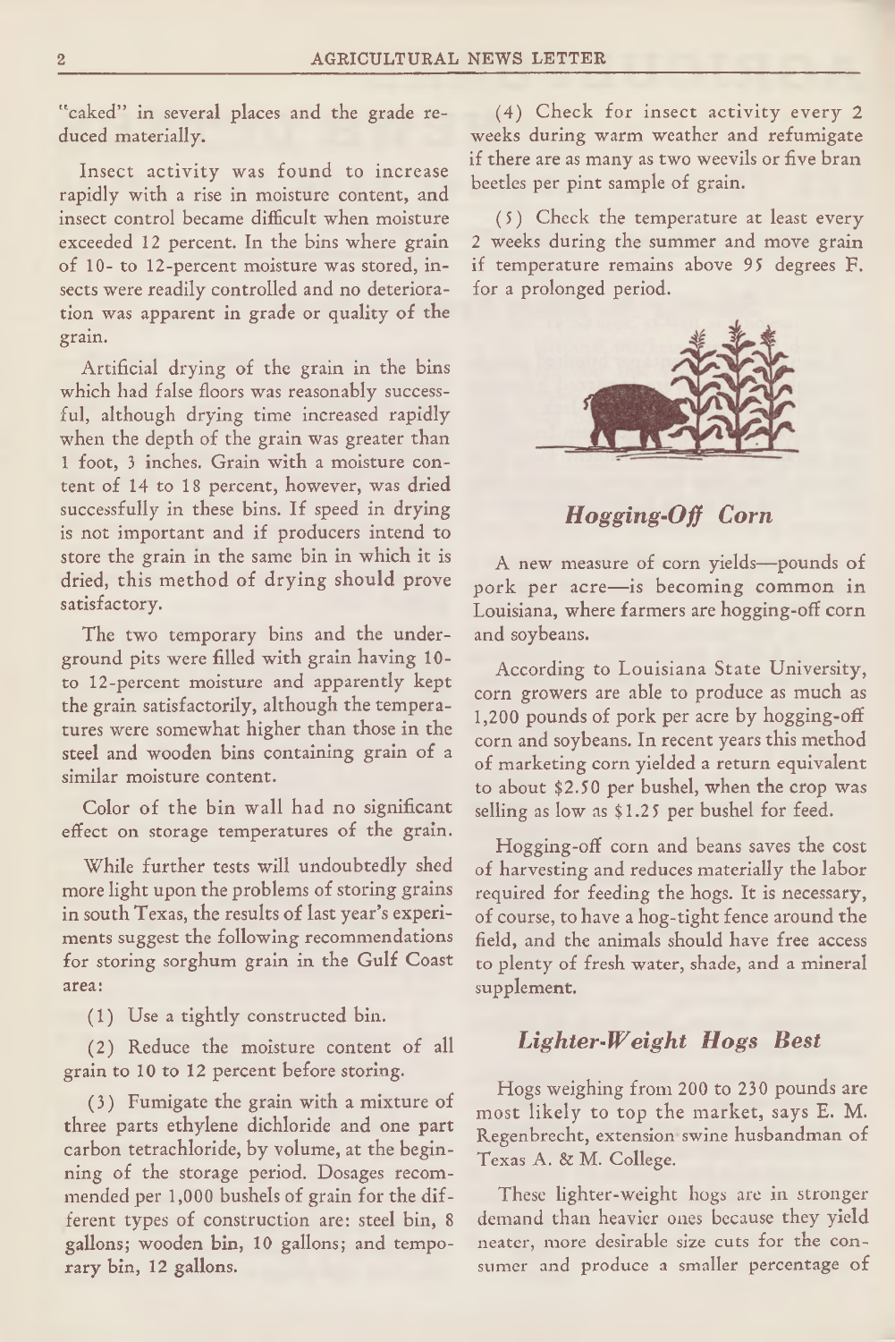"caked" in several places and the grade reduced materially.

Insect activity was found to increase rapidly with a rise in moisture content, and insect control became difficult when moisture exceeded 12 percent. In the bins where grain of 10- to 12-percent moisture was stored, insects were readily controlled and no deterioration was apparent in grade or quality of the grain.

Artificial drying of the grain in the bins which had false floors was reasonably successful, although drying time increased rapidly when the depth of the grain was greater than 1 foot, 3 inches. Grain with a moisture content of 14 to 18 percent, however, was dried successfully in these bins. If speed in drying is not important and if producers intend to store the grain in the same bin in which it is dried, this method of drying should prove satisfactory.

The two temporary bins and the underground pits were filled with grain having 10- to 12-percent moisture and apparently kept the grain satisfactorily, although the temperatures were somewhat higher than those in the steel and wooden bins containing grain of a similar moisture content.

Color of the bin wall had no significant effect on storage temperatures of the grain.

While further tests will undoubtedly shed more light upon the problems of storing grains in south Texas, the results of last year's experiments suggest the following recommendations for storing sorghum grain in the Gulf Coast area:

(1) Use a tightly constructed bin.

(2) Reduce the moisture content of all grain to 10 to 12 percent before storing.

(3) Fumigate the grain with a mixture of three parts ethylene dichloride and one part carbon tetrachloride, by volume, at the beginning of the storage period. Dosages recommended per 1,000 bushels of grain for the different types of construction are: steel bin, 8 gallons; wooden bin, 10 gallons; and temporary bin, 12 gallons.

(4) Check for insect activity every 2 weeks during warm weather and refumigate if there are as many as two weevils or five bran beetles per pint sample of grain.

(5) Check the temperature at least every 2 weeks during the summer and move grain if temperature remains above 95 degrees F. for a prolonged period.

## *Hogging-Off Corn*

A new measure of corn yields—pounds of pork per acre—is becoming common in Louisiana, where farmers are hogging-off corn and soybeans.

According to Louisiana State University, corn growers are able to produce as much as 1,200 pounds of pork per acre by hogging-off corn and soybeans. In recent years this method of marketing corn yielded a return equivalent to about $2.50 per bushel, when the crop was selling as low as $1.25 per bushel for feed.

Hogging-off corn and beans saves the cost of harvesting and reduces materially the labor required for feeding the hogs. It is necessary, of course, to have a hog-tight fence around the field, and the animals should have free access to plenty of fresh water, shade, and a mineral supplement.

## *Lighter-Weight Hogs Best*

Hogs weighing from 200 to 230 pounds are most likely to top the market, says E. M. Regenbrecht, extension swine husbandman of Texas A. & M. College.

These lighter-weight hogs are in stronger demand than heavier ones because they yield neater, more desirable size cuts for the consumer and produce a smaller percentage of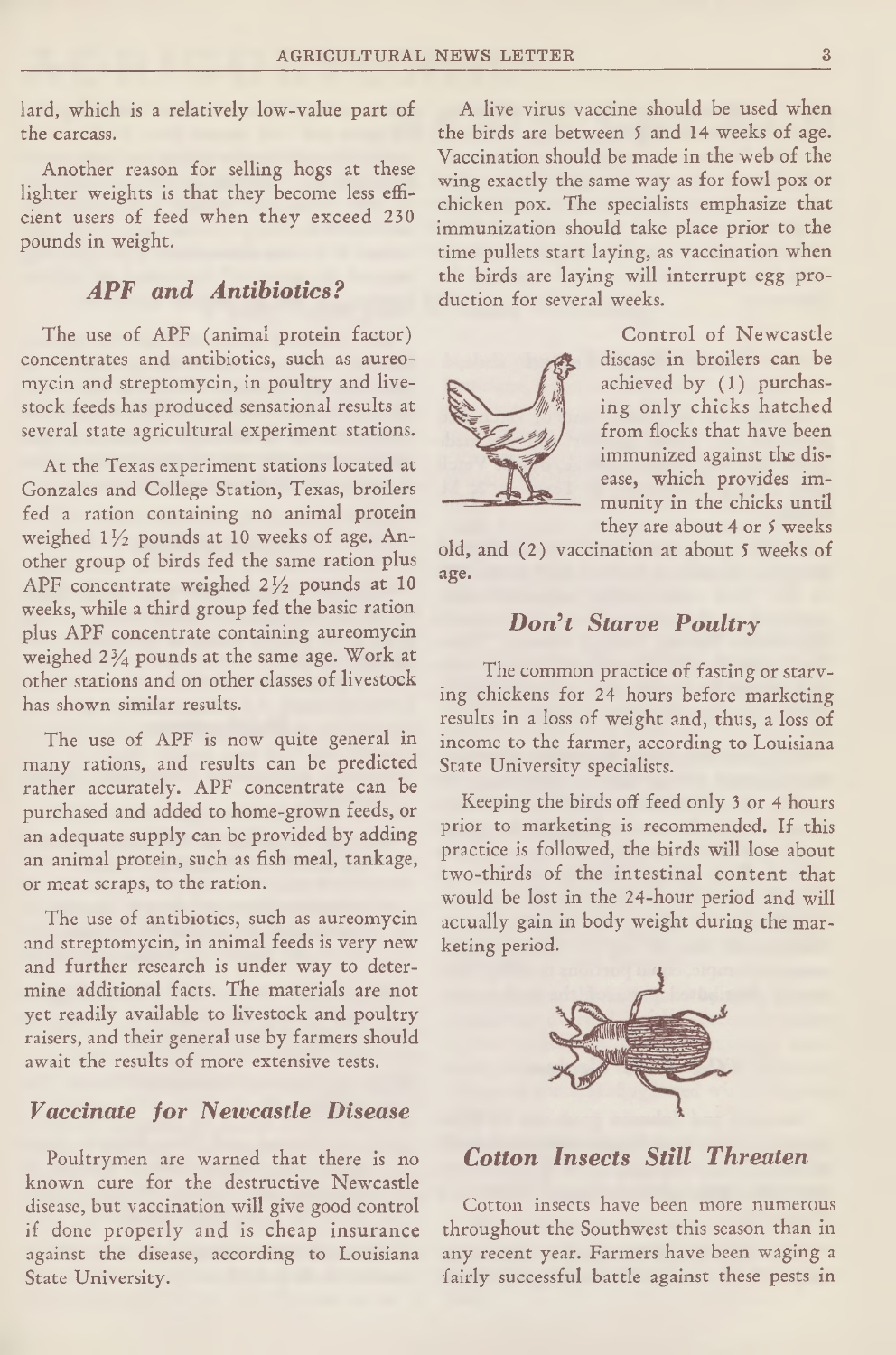lard, which is a relatively low-value part of the carcass.

Another reason for selling hogs at these lighter weights is that they become less efficient users of feed when they exceed 230 pounds in weight.

## *APF and Antibiotics?*

The use of APF (animal protein factor) concentrates and antibiotics, such as aureomycin and streptomycin, in poultry and livestock feeds has produced sensational results at several state agricultural experiment stations.

At the Texas experiment stations located at Gonzales and College Station, Texas, broilers fed a ration containing no animal protein weighed 1½ pounds at 10 weeks of age. Another group of birds fed the same ration plus APF concentrate weighed 2½ pounds at 10 weeks, while a third group fed the basic ration plus APF concentrate containing aureomycin weighed 2¾ pounds at the same age. Work at other stations and on other classes of livestock has shown similar results.

The use of APF is now quite general in many rations, and results can be predicted rather accurately. APF concentrate can be purchased and added to home-grown feeds, or an adequate supply can be provided by adding an animal protein, such as fish meal, tankage, or meat scraps, to the ration.

The use of antibiotics, such as aureomycin and streptomycin, in animal feeds is very new and further research is under way to determine additional facts. The materials are not yet readily available to livestock and poultry raisers, and their general use by farmers should await the results of more extensive tests.

## *Vaccinate for Newcastle Disease*

Poultrymen are warned that there is no known cure for the destructive Newcastle disease, but vaccination will give good control if done properly and is cheap insurance against the disease, according to Louisiana State University.

A live virus vaccine should be used when the birds are between 5 and 14 weeks of age. Vaccination should be made in the web of the wing exactly the same way as for fowl pox or chicken pox. The specialists emphasize that immunization should take place prior to the time pullets start laying, as vaccination when the birds are laying will interrupt egg production for several weeks.

Control of Newcastle disease in broilers can be achieved by (1) purchasing only chicks hatched from flocks that have been immunized against the disease, which provides immunity in the chicks until they are about 4 or 5 weeks old, and (2) vaccination at about 5 weeks of age.

## *Don't Starve Poultry*

The common practice of fasting or starving chickens for 24 hours before marketing results in a loss of weight and, thus, a loss of income to the farmer, according to Louisiana State University specialists.

Keeping the birds off feed only 3 or 4 hours prior to marketing is recommended. If this practice is followed, the birds will lose about two-thirds of the intestinal content that would be lost in the 24-hour period and will actually gain in body weight during the marketing period.

## *Cotton Insects Still Threaten*

Cotton insects have been more numerous throughout the Southwest this season than in any recent year. Farmers have been waging a fairly successful battle against these pests in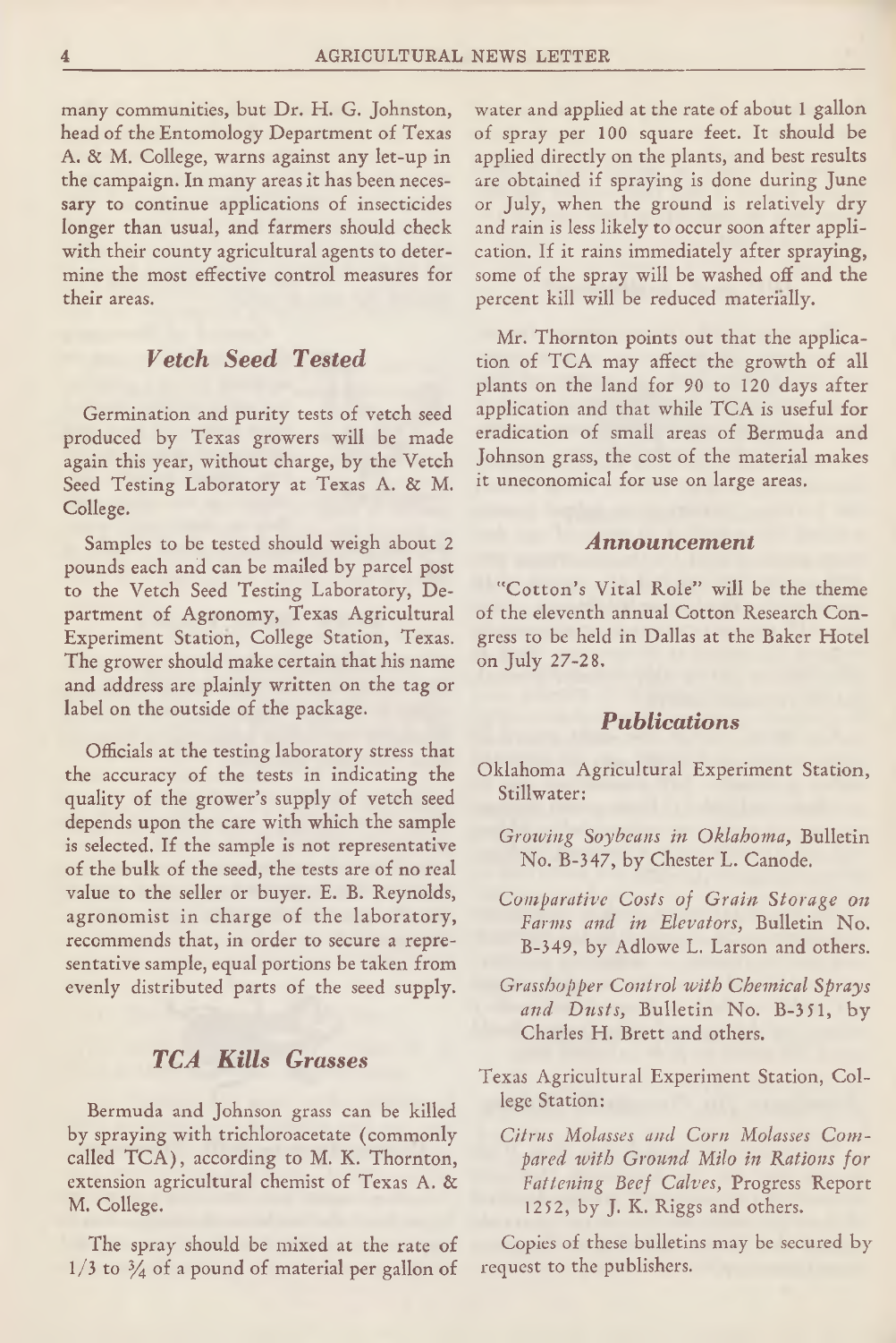many communities, but Dr. H. G. Johnston, head of the Entomology Department of Texas A. & M. College, warns against any let-up in the campaign. In many areas it has been necessary to continue applications of insecticides longer than usual, and farmers should check with their county agricultural agents to determine the most effective control measures for their areas.

## *Vetch Seed Tested*

Germination and purity tests of vetch seed produced by Texas growers will be made again this year, without charge, by the Vetch Seed Testing Laboratory at Texas A. & M. College.

Samples to be tested should weigh about 2 pounds each and can be mailed by parcel post to the Vetch Seed Testing Laboratory, Department of Agronomy, Texas Agricultural Experiment Station, College Station, Texas. The grower should make certain that his name and address are plainly written on the tag or label on the outside of the package.

Officials at the testing laboratory stress that the accuracy of the tests in indicating the quality of the grower's supply of vetch seed depends upon the care with which the sample is selected. If the sample is not representative of the bulk of the seed, the tests are of no real value to the seller or buyer. E. B. Reynolds, agronomist in charge of the laboratory, recommends that, in order to secure a representative sample, equal portions be taken from evenly distributed parts of the seed supply.

## *TCA Kills Grasses*

Bermuda and Johnson grass can be killed by spraying with trichloroacetate (commonly called TCA), according to M. K. Thornton, extension agricultural chemist of Texas A. & M. College.

The spray should be mixed at the rate of 1/3 to ¾ of a pound of material per gallon of water and applied at the rate of about 1 gallon of spray per 100 square feet. It should be applied directly on the plants, and best results are obtained if spraying is done during June or July, when the ground is relatively dry and rain is less likely to occur soon after application. If it rains immediately after spraying, some of the spray will be washed off and the percent kill will be reduced materially.

Mr. Thornton points out that the application of TCA may affect the growth of all plants on the land for 90 to 120 days after application and that while TCA is useful for eradication of small areas of Bermuda and Johnson grass, the cost of the material makes it uneconomical for use on large areas.

## *Announcement*

"Cotton's Vital Role" will be the theme of the eleventh annual Cotton Research Congress to be held in Dallas at the Baker Hotel on July 27-28.

## *Publications*

Oklahoma Agricultural Experiment Station, Stillwater:

- *Growing Soybeans in Oklahoma,* Bulletin No. B-347, by Chester L. Canode.
- *Comparative Costs of Grain Storage on Farms and in Elevators,* Bulletin No. B-349, by Adlowe L. Larson and others.
- *Grasshopper Control with Chemical Sprays and Dusts,* Bulletin No. B-351, by Charles H. Brett and others.

Texas Agricultural Experiment Station, College Station:

- *Citrus Molasses and Corn Molasses Compared with Ground Milo in Rations for Fattening Beef Calves,* Progress Report 1252, by J. K. Riggs and others.

Copies of these bulletins may be secured by request to the publishers.